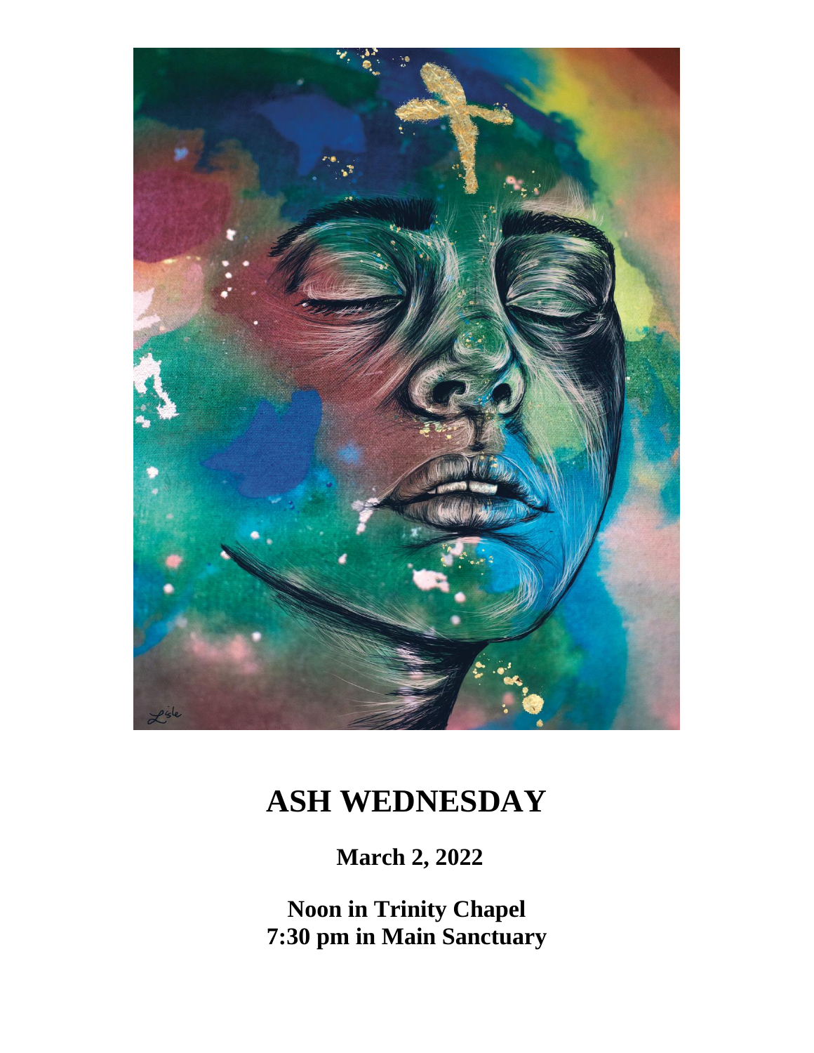# ASH WEDNESDAY

**March 2, 2022**

**Noon in Trinity Chapel**
**7:30 pm in Main Sanctuary**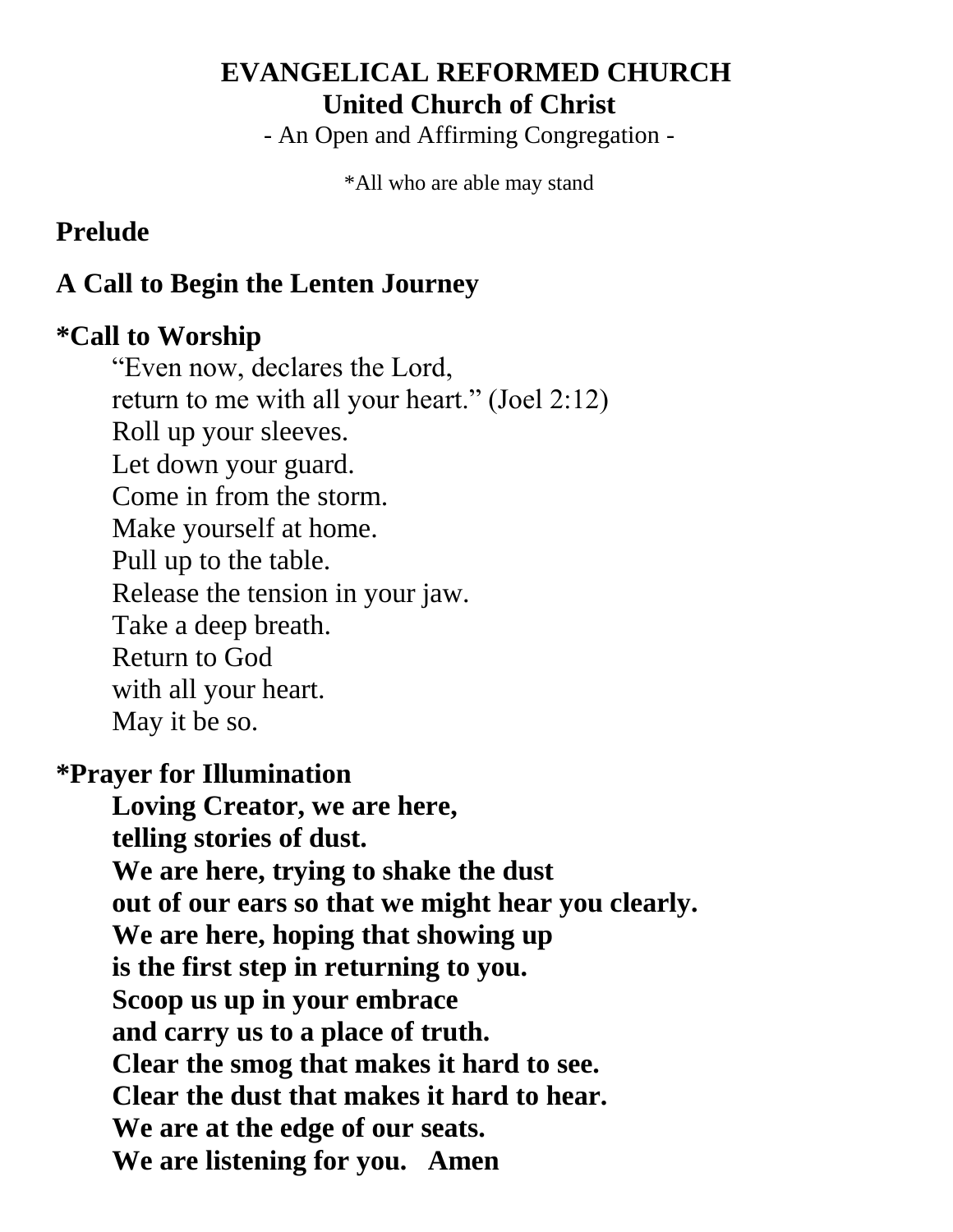**EVANGELICAL REFORMED CHURCH**
**United Church of Christ**
- An Open and Affirming Congregation -

*All who are able may stand

## Prelude

## A Call to Begin the Lenten Journey

## *Call to Worship

“Even now, declares the Lord,
return to me with all your heart.” (Joel 2:12)
Roll up your sleeves.
Let down your guard.
Come in from the storm.
Make yourself at home.
Pull up to the table.
Release the tension in your jaw.
Take a deep breath.
Return to God
with all your heart.
May it be so.

## *Prayer for Illumination

**Loving Creator, we are here,**
**telling stories of dust.**
**We are here, trying to shake the dust**
**out of our ears so that we might hear you clearly.**
**We are here, hoping that showing up**
**is the first step in returning to you.**
**Scoop us up in your embrace**
**and carry us to a place of truth.**
**Clear the smog that makes it hard to see.**
**Clear the dust that makes it hard to hear.**
**We are at the edge of our seats.**
**We are listening for you. Amen**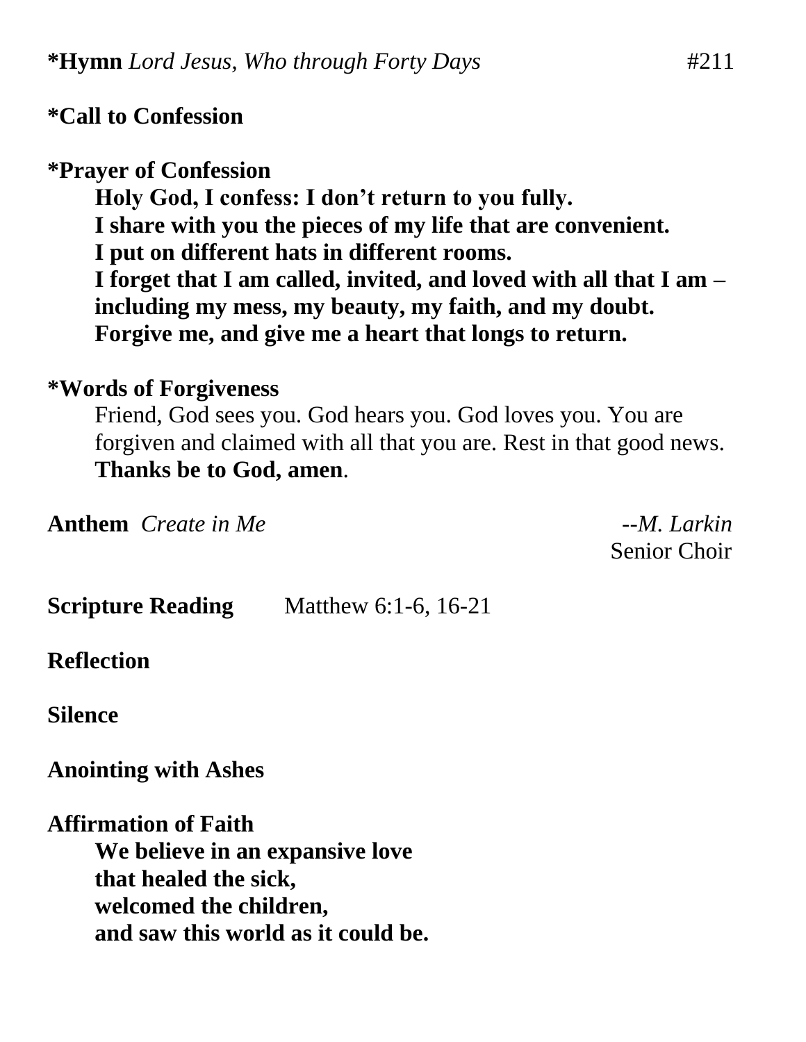**\*Hymn** *Lord Jesus, Who through Forty Days* #211

**\*Call to Confession**

**\*Prayer of Confession**

**Holy God, I confess: I don't return to you fully.**
**I share with you the pieces of my life that are convenient.**
**I put on different hats in different rooms.**
**I forget that I am called, invited, and loved with all that I am – including my mess, my beauty, my faith, and my doubt.**
**Forgive me, and give me a heart that longs to return.**

**\*Words of Forgiveness**

Friend, God sees you. God hears you. God loves you. You are forgiven and claimed with all that you are. Rest in that good news.
**Thanks be to God, amen**.

**Anthem** *Create in Me* *--M. Larkin*
Senior Choir

**Scripture Reading** Matthew 6:1-6, 16-21

**Reflection**

**Silence**

**Anointing with Ashes**

**Affirmation of Faith**

**We believe in an expansive love**
**that healed the sick,**
**welcomed the children,**
**and saw this world as it could be.**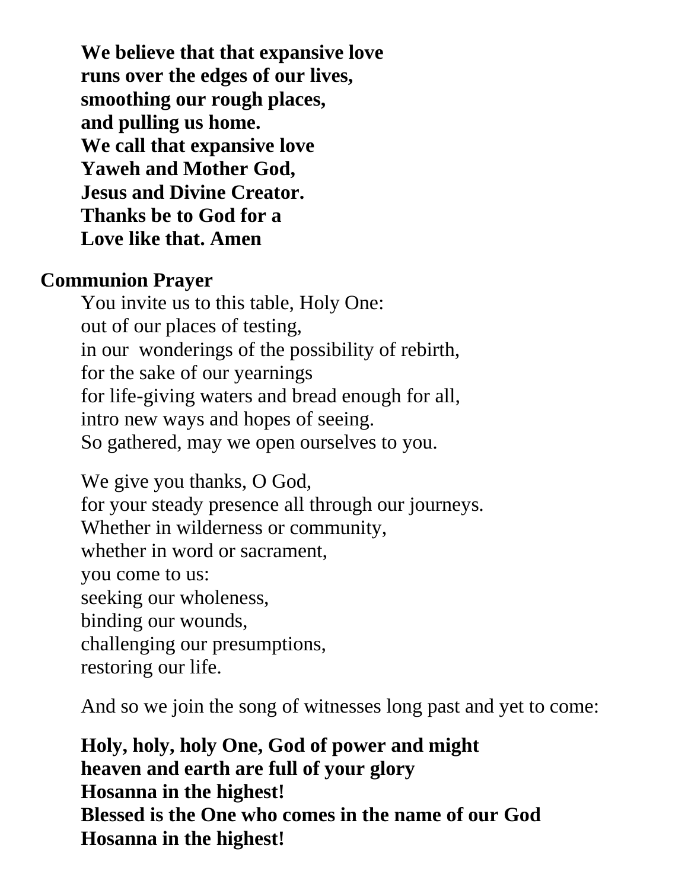**We believe that that expansive love**
**runs over the edges of our lives,**
**smoothing our rough places,**
**and pulling us home.**
**We call that expansive love**
**Yaweh and Mother God,**
**Jesus and Divine Creator.**
**Thanks be to God for a**
**Love like that. Amen**

## Communion Prayer

You invite us to this table, Holy One:
out of our places of testing,
in our  wonderings of the possibility of rebirth,
for the sake of our yearnings
for life-giving waters and bread enough for all,
intro new ways and hopes of seeing.
So gathered, may we open ourselves to you.

We give you thanks, O God,
for your steady presence all through our journeys.
Whether in wilderness or community,
whether in word or sacrament,
you come to us:
seeking our wholeness,
binding our wounds,
challenging our presumptions,
restoring our life.

And so we join the song of witnesses long past and yet to come:

**Holy, holy, holy One, God of power and might**
**heaven and earth are full of your glory**
**Hosanna in the highest!**
**Blessed is the One who comes in the name of our God**
**Hosanna in the highest!**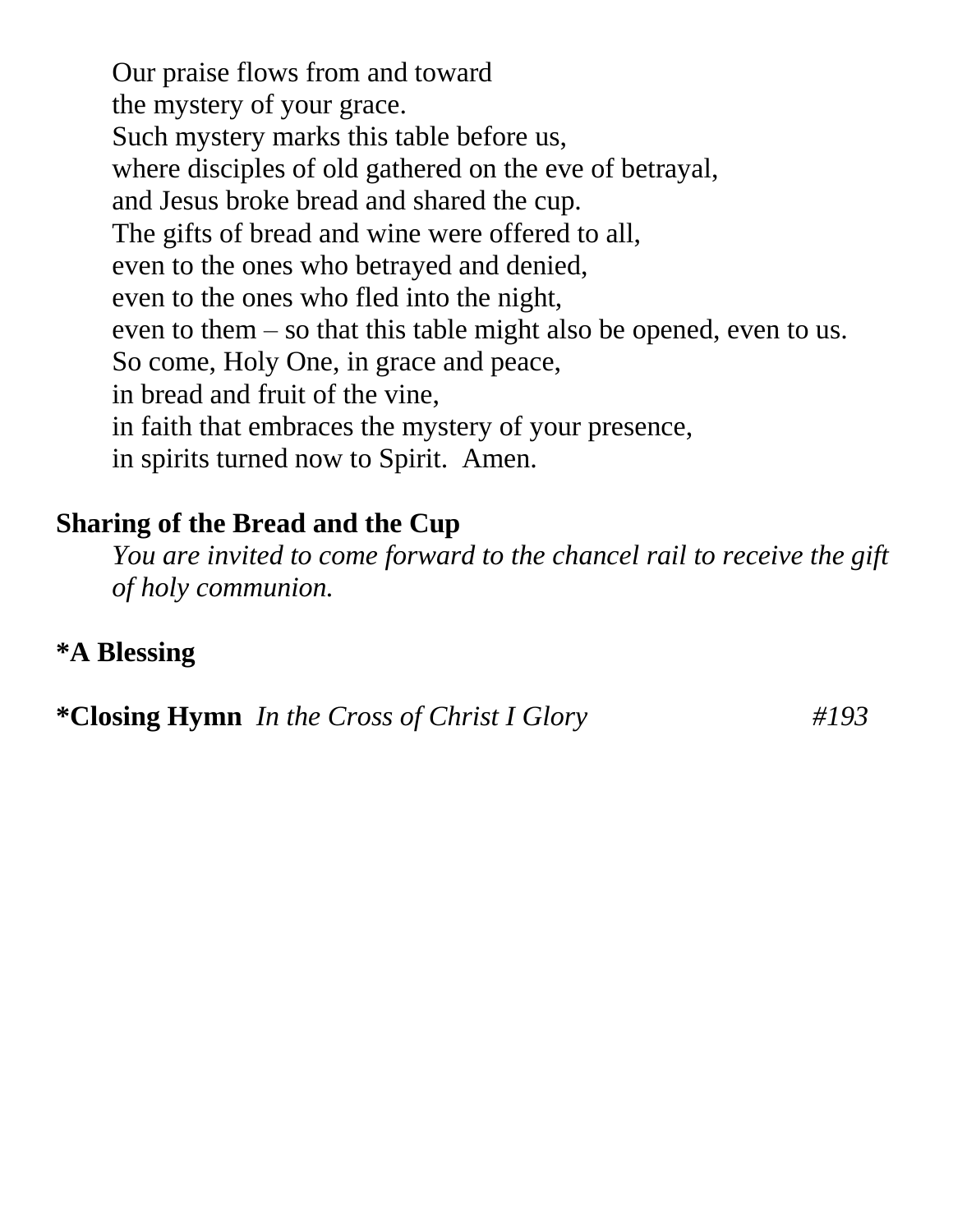Our praise flows from and toward  
the mystery of your grace.  
Such mystery marks this table before us,  
where disciples of old gathered on the eve of betrayal,  
and Jesus broke bread and shared the cup.  
The gifts of bread and wine were offered to all,  
even to the ones who betrayed and denied,  
even to the ones who fled into the night,  
even to them – so that this table might also be opened, even to us.  
So come, Holy One, in grace and peace,  
in bread and fruit of the vine,  
in faith that embraces the mystery of your presence,  
in spirits turned now to Spirit.  Amen.

**Sharing of the Bread and the Cup**

*You are invited to come forward to the chancel rail to receive the gift of holy communion.*

**\*A Blessing**

**\*Closing Hymn** *In the Cross of Christ I Glory* *#193*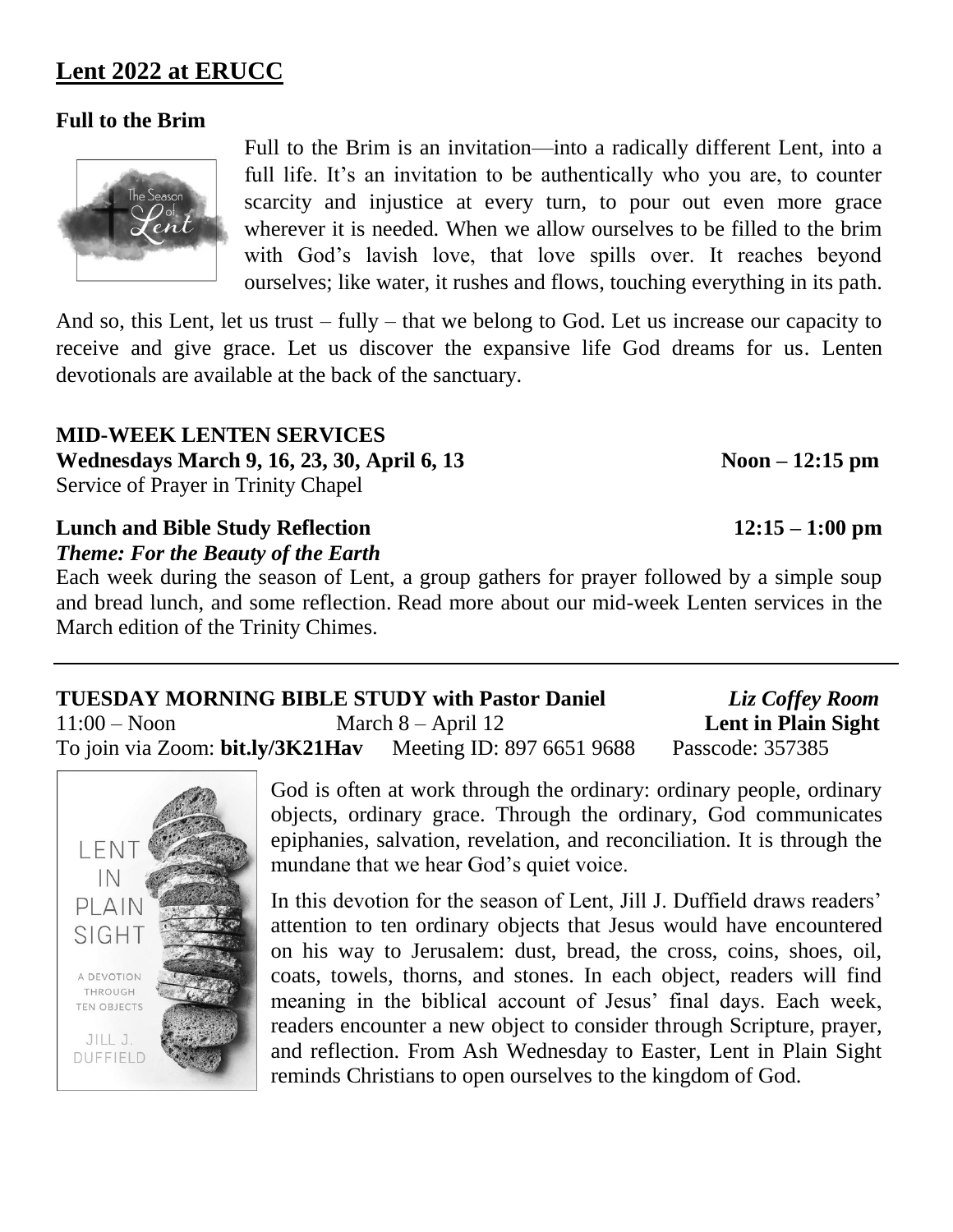## Lent 2022 at ERUCC

### Full to the Brim

Full to the Brim is an invitation—into a radically different Lent, into a full life. It's an invitation to be authentically who you are, to counter scarcity and injustice at every turn, to pour out even more grace wherever it is needed. When we allow ourselves to be filled to the brim with God's lavish love, that love spills over. It reaches beyond ourselves; like water, it rushes and flows, touching everything in its path.

And so, this Lent, let us trust – fully – that we belong to God. Let us increase our capacity to receive and give grace. Let us discover the expansive life God dreams for us. Lenten devotionals are available at the back of the sanctuary.

### MID-WEEK LENTEN SERVICES

**Wednesdays March 9, 16, 23, 30, April 6, 13** **Noon – 12:15 pm**
Service of Prayer in Trinity Chapel

**Lunch and Bible Study Reflection** **12:15 – 1:00 pm**
***Theme: For the Beauty of the Earth***
Each week during the season of Lent, a group gathers for prayer followed by a simple soup and bread lunch, and some reflection. Read more about our mid-week Lenten services in the March edition of the Trinity Chimes.

---

### TUESDAY MORNING BIBLE STUDY with Pastor Daniel *Liz Coffey Room*

11:00 – Noon March 8 – April 12 **Lent in Plain Sight**
To join via Zoom: **bit.ly/3K21Hav** Meeting ID: 897 6651 9688 Passcode: 357385

God is often at work through the ordinary: ordinary people, ordinary objects, ordinary grace. Through the ordinary, God communicates epiphanies, salvation, revelation, and reconciliation. It is through the mundane that we hear God's quiet voice.

In this devotion for the season of Lent, Jill J. Duffield draws readers' attention to ten ordinary objects that Jesus would have encountered on his way to Jerusalem: dust, bread, the cross, coins, shoes, oil, coats, towels, thorns, and stones. In each object, readers will find meaning in the biblical account of Jesus' final days. Each week, readers encounter a new object to consider through Scripture, prayer, and reflection. From Ash Wednesday to Easter, Lent in Plain Sight reminds Christians to open ourselves to the kingdom of God.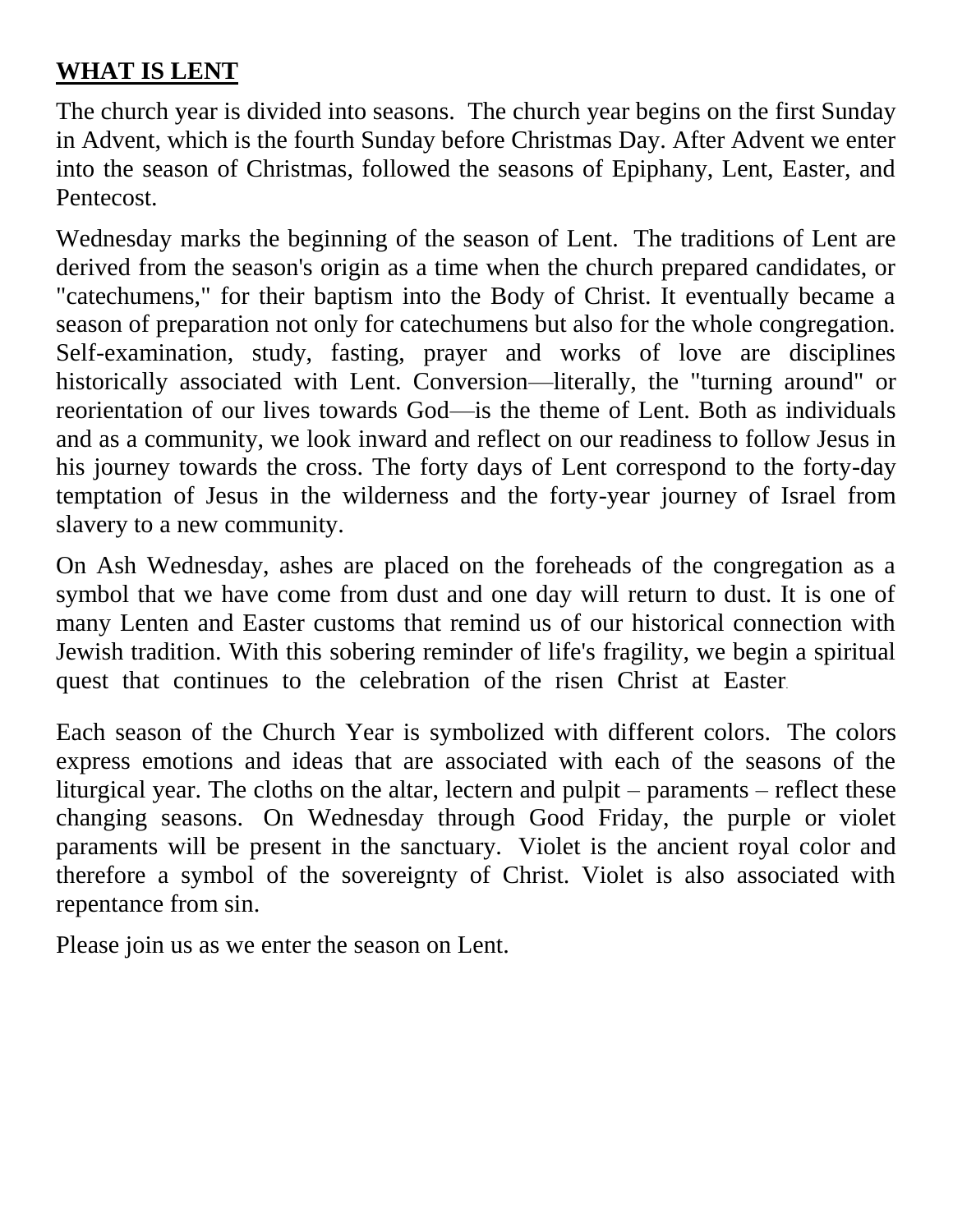## **WHAT IS LENT**

The church year is divided into seasons. The church year begins on the first Sunday in Advent, which is the fourth Sunday before Christmas Day. After Advent we enter into the season of Christmas, followed the seasons of Epiphany, Lent, Easter, and Pentecost.

Wednesday marks the beginning of the season of Lent. The traditions of Lent are derived from the season's origin as a time when the church prepared candidates, or "catechumens," for their baptism into the Body of Christ. It eventually became a season of preparation not only for catechumens but also for the whole congregation. Self-examination, study, fasting, prayer and works of love are disciplines historically associated with Lent. Conversion—literally, the "turning around" or reorientation of our lives towards God—is the theme of Lent. Both as individuals and as a community, we look inward and reflect on our readiness to follow Jesus in his journey towards the cross. The forty days of Lent correspond to the forty-day temptation of Jesus in the wilderness and the forty-year journey of Israel from slavery to a new community.

On Ash Wednesday, ashes are placed on the foreheads of the congregation as a symbol that we have come from dust and one day will return to dust. It is one of many Lenten and Easter customs that remind us of our historical connection with Jewish tradition. With this sobering reminder of life's fragility, we begin a spiritual quest that continues to the celebration of the risen Christ at Easter.

Each season of the Church Year is symbolized with different colors. The colors express emotions and ideas that are associated with each of the seasons of the liturgical year. The cloths on the altar, lectern and pulpit – paraments – reflect these changing seasons. On Wednesday through Good Friday, the purple or violet paraments will be present in the sanctuary. Violet is the ancient royal color and therefore a symbol of the sovereignty of Christ. Violet is also associated with repentance from sin.

Please join us as we enter the season on Lent.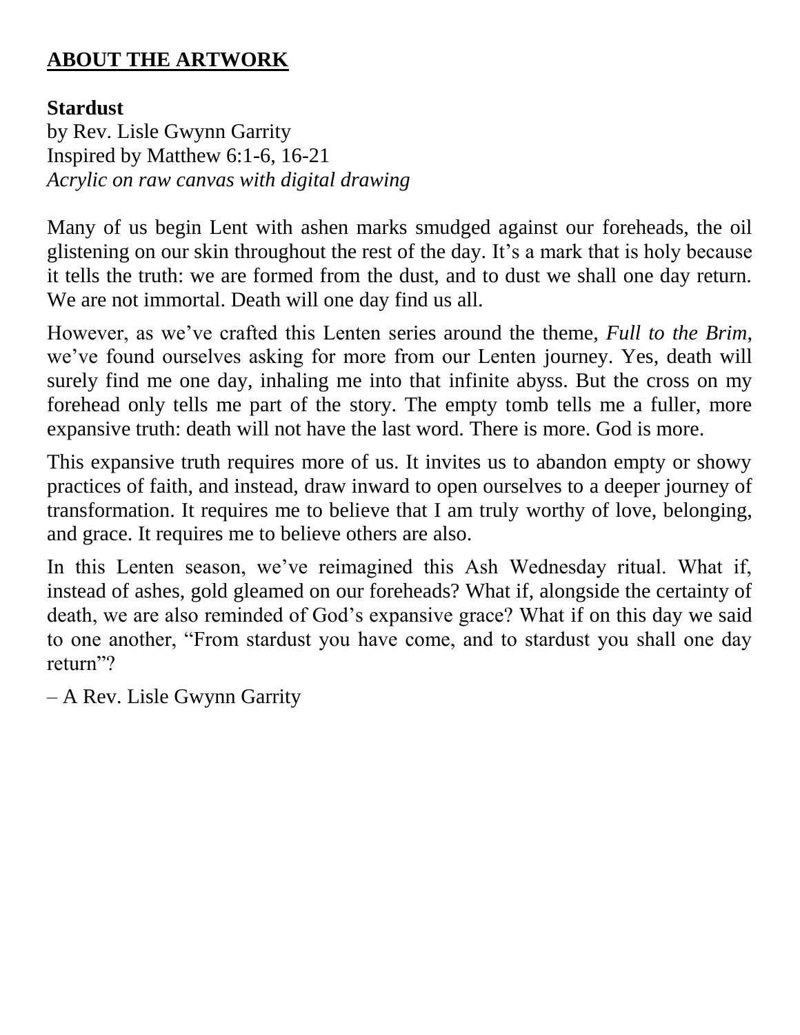## ABOUT THE ARTWORK

**Stardust**
by Rev. Lisle Gwynn Garrity
Inspired by Matthew 6:1-6, 16-21
*Acrylic on raw canvas with digital drawing*

Many of us begin Lent with ashen marks smudged against our foreheads, the oil glistening on our skin throughout the rest of the day. It's a mark that is holy because it tells the truth: we are formed from the dust, and to dust we shall one day return. We are not immortal. Death will one day find us all.

However, as we've crafted this Lenten series around the theme, *Full to the Brim*, we've found ourselves asking for more from our Lenten journey. Yes, death will surely find me one day, inhaling me into that infinite abyss. But the cross on my forehead only tells me part of the story. The empty tomb tells me a fuller, more expansive truth: death will not have the last word. There is more. God is more.

This expansive truth requires more of us. It invites us to abandon empty or showy practices of faith, and instead, draw inward to open ourselves to a deeper journey of transformation. It requires me to believe that I am truly worthy of love, belonging, and grace. It requires me to believe others are also.

In this Lenten season, we've reimagined this Ash Wednesday ritual. What if, instead of ashes, gold gleamed on our foreheads? What if, alongside the certainty of death, we are also reminded of God's expansive grace? What if on this day we said to one another, "From stardust you have come, and to stardust you shall one day return"?

– A Rev. Lisle Gwynn Garrity